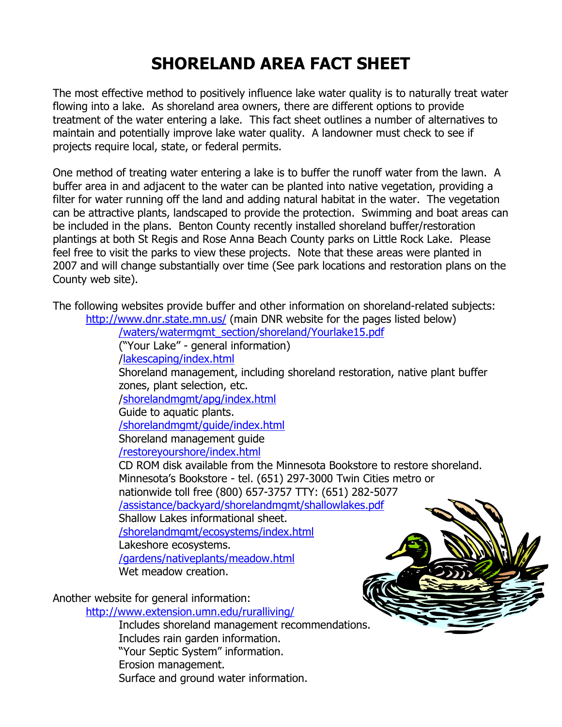# SHORELAND AREA FACT SHEET

The most effective method to positively influence lake water quality is to naturally treat water flowing into a lake. As shoreland area owners, there are different options to provide treatment of the water entering a lake. This fact sheet outlines a number of alternatives to maintain and potentially improve lake water quality. A landowner must check to see if projects require local, state, or federal permits.

One method of treating water entering a lake is to buffer the runoff water from the lawn. A buffer area in and adjacent to the water can be planted into native vegetation, providing a filter for water running off the land and adding natural habitat in the water. The vegetation can be attractive plants, landscaped to provide the protection. Swimming and boat areas can be included in the plans. Benton County recently installed shoreland buffer/restoration plantings at both St Regis and Rose Anna Beach County parks on Little Rock Lake. Please feel free to visit the parks to view these projects. Note that these areas were planted in 2007 and will change substantially over time (See park locations and restoration plans on the County web site).

The following websites provide buffer and other information on shoreland-related subjects:

- http://www.dnr.state.mn.us/ (main DNR website for the pages listed below)
  - /waters/watermgmt_section/shoreland/Yourlake15.pdf
    ("Your Lake" - general information)
  - /lakescaping/index.html
    Shoreland management, including shoreland restoration, native plant buffer zones, plant selection, etc.
  - /shorelandmgmt/apg/index.html
    Guide to aquatic plants.
  - /shorelandmgmt/guide/index.html
    Shoreland management guide
  - /restoreyourshore/index.html
    CD ROM disk available from the Minnesota Bookstore to restore shoreland.
    Minnesota's Bookstore - tel. (651) 297-3000 Twin Cities metro or nationwide toll free (800) 657-3757 TTY: (651) 282-5077
  - /assistance/backyard/shorelandmgmt/shallowlakes.pdf
    Shallow Lakes informational sheet.
  - /shorelandmgmt/ecosystems/index.html
    Lakeshore ecosystems.
  - /gardens/nativeplants/meadow.html
    Wet meadow creation.

Another website for general information:

- http://www.extension.umn.edu/ruralliving/
  - Includes shoreland management recommendations.
  - Includes rain garden information.
  - "Your Septic System" information.
  - Erosion management.
  - Surface and ground water information.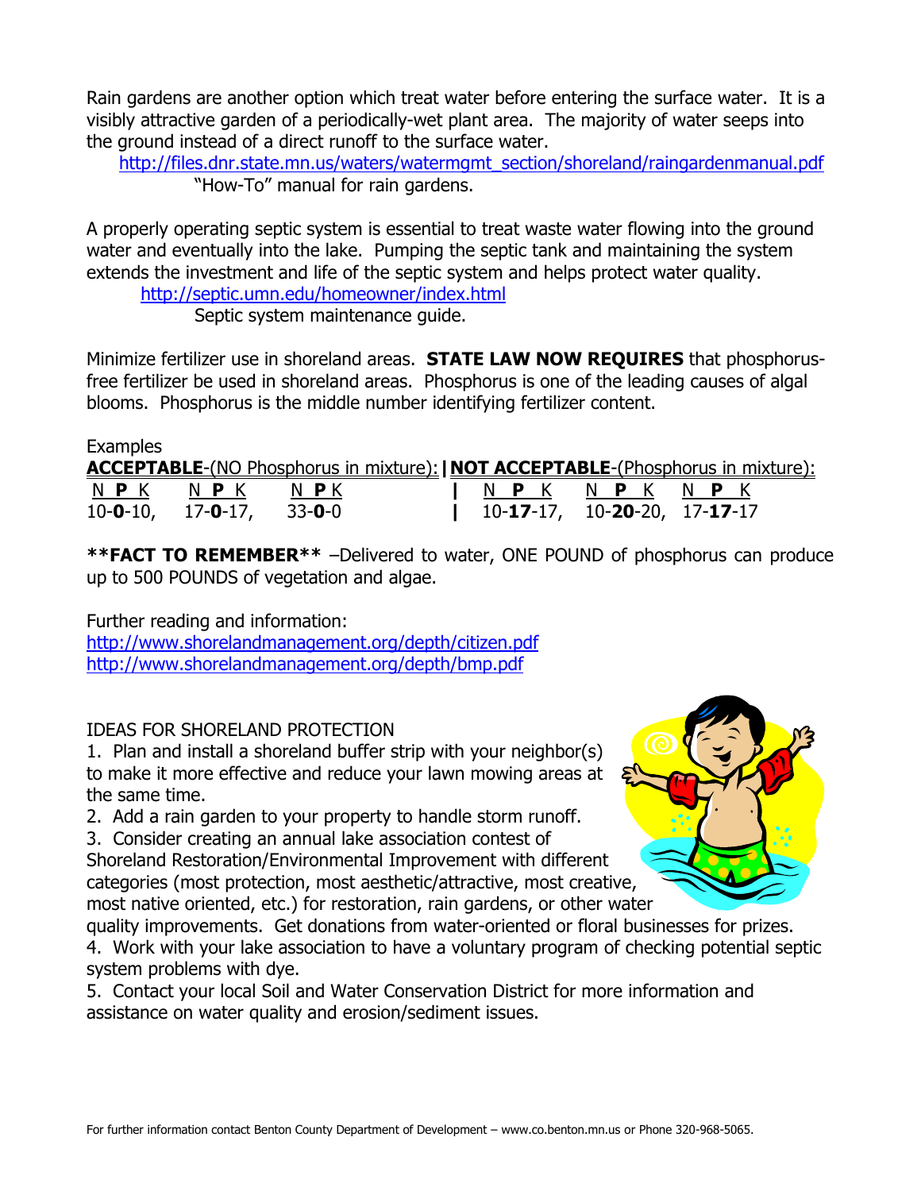Rain gardens are another option which treat water before entering the surface water. It is a visibly attractive garden of a periodically-wet plant area. The majority of water seeps into the ground instead of a direct runoff to the surface water.

http://files.dnr.state.mn.us/waters/watermgmt_section/shoreland/raingardenmanual.pdf
"How-To" manual for rain gardens.

A properly operating septic system is essential to treat waste water flowing into the ground water and eventually into the lake. Pumping the septic tank and maintaining the system extends the investment and life of the septic system and helps protect water quality.

http://septic.umn.edu/homeowner/index.html
Septic system maintenance guide.

Minimize fertilizer use in shoreland areas. **STATE LAW NOW REQUIRES** that phosphorus-free fertilizer be used in shoreland areas. Phosphorus is one of the leading causes of algal blooms. Phosphorus is the middle number identifying fertilizer content.

Examples

| **ACCEPTABLE**-(NO Phosphorus in mixture): | | | **NOT ACCEPTABLE**-(Phosphorus in mixture): | | |
|---|---|---|---|---|---|
| N **P** K | N **P** K | N **P** K | N **P** K | N **P** K | N **P** K |
| 10-**0**-10, | 17-**0**-17, | 33-**0**-0 | 10-**17**-17, | 10-**20**-20, | 17-**17**-17 |

****FACT TO REMEMBER**** –Delivered to water, ONE POUND of phosphorus can produce up to 500 POUNDS of vegetation and algae.

Further reading and information:
http://www.shorelandmanagement.org/depth/citizen.pdf
http://www.shorelandmanagement.org/depth/bmp.pdf

IDEAS FOR SHORELAND PROTECTION

1. Plan and install a shoreland buffer strip with your neighbor(s) to make it more effective and reduce your lawn mowing areas at the same time.
2. Add a rain garden to your property to handle storm runoff.
3. Consider creating an annual lake association contest of Shoreland Restoration/Environmental Improvement with different categories (most protection, most aesthetic/attractive, most creative, most native oriented, etc.) for restoration, rain gardens, or other water quality improvements. Get donations from water-oriented or floral businesses for prizes.
4. Work with your lake association to have a voluntary program of checking potential septic system problems with dye.
5. Contact your local Soil and Water Conservation District for more information and assistance on water quality and erosion/sediment issues.

For further information contact Benton County Department of Development – www.co.benton.mn.us or Phone 320-968-5065.